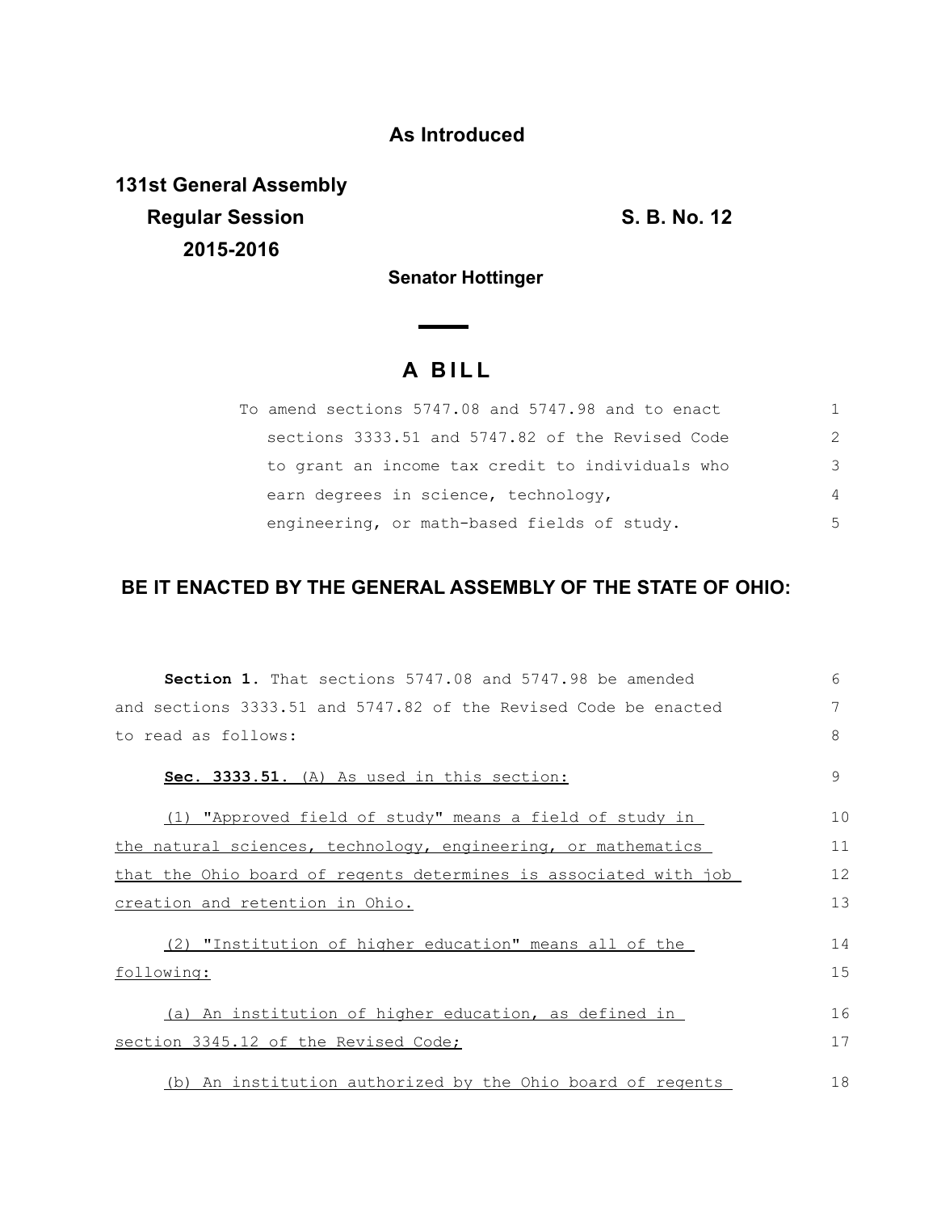**As Introduced**

**131st General Assembly**
**Regular Session** **S. B. No. 12**
**2015-2016**

**Senator Hottinger**

# A BILL

To amend sections 5747.08 and 5747.98 and to enact sections 3333.51 and 5747.82 of the Revised Code to grant an income tax credit to individuals who earn degrees in science, technology, engineering, or math-based fields of study.

## BE IT ENACTED BY THE GENERAL ASSEMBLY OF THE STATE OF OHIO:

**Section 1.** That sections 5747.08 and 5747.98 be amended and sections 3333.51 and 5747.82 of the Revised Code be enacted to read as follows:

**Sec. 3333.51.** (A) As used in this section:

(1) "Approved field of study" means a field of study in the natural sciences, technology, engineering, or mathematics that the Ohio board of regents determines is associated with job creation and retention in Ohio.

(2) "Institution of higher education" means all of the following:

(a) An institution of higher education, as defined in section 3345.12 of the Revised Code;

(b) An institution authorized by the Ohio board of regents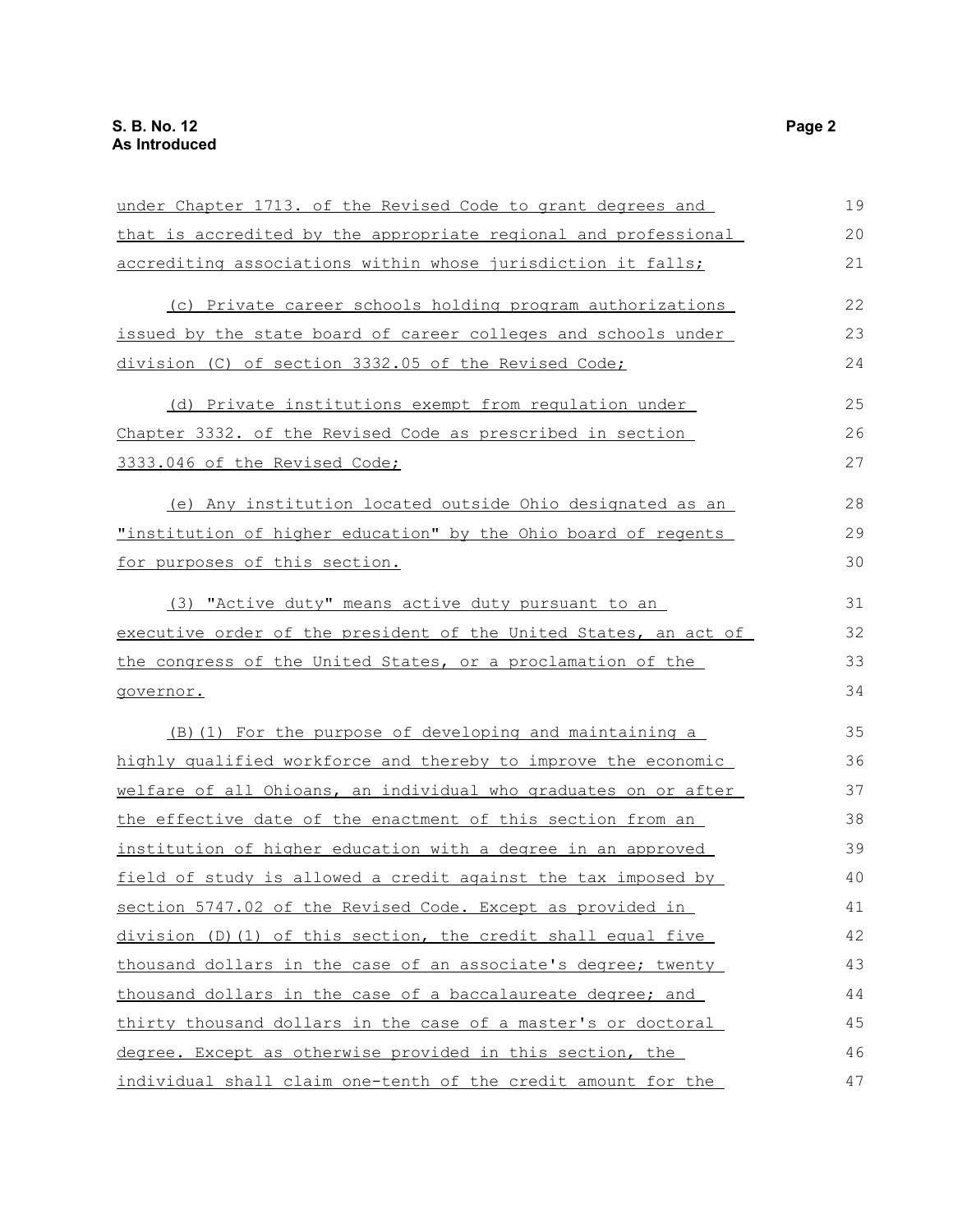under Chapter 1713. of the Revised Code to grant degrees and that is accredited by the appropriate regional and professional accrediting associations within whose jurisdiction it falls;

(c) Private career schools holding program authorizations issued by the state board of career colleges and schools under division (C) of section 3332.05 of the Revised Code;

(d) Private institutions exempt from regulation under Chapter 3332. of the Revised Code as prescribed in section 3333.046 of the Revised Code;

(e) Any institution located outside Ohio designated as an "institution of higher education" by the Ohio board of regents for purposes of this section.

(3) "Active duty" means active duty pursuant to an executive order of the president of the United States, an act of the congress of the United States, or a proclamation of the governor.

(B)(1) For the purpose of developing and maintaining a highly qualified workforce and thereby to improve the economic welfare of all Ohioans, an individual who graduates on or after the effective date of the enactment of this section from an institution of higher education with a degree in an approved field of study is allowed a credit against the tax imposed by section 5747.02 of the Revised Code. Except as provided in division (D)(1) of this section, the credit shall equal five thousand dollars in the case of an associate's degree; twenty thousand dollars in the case of a baccalaureate degree; and thirty thousand dollars in the case of a master's or doctoral degree. Except as otherwise provided in this section, the individual shall claim one-tenth of the credit amount for the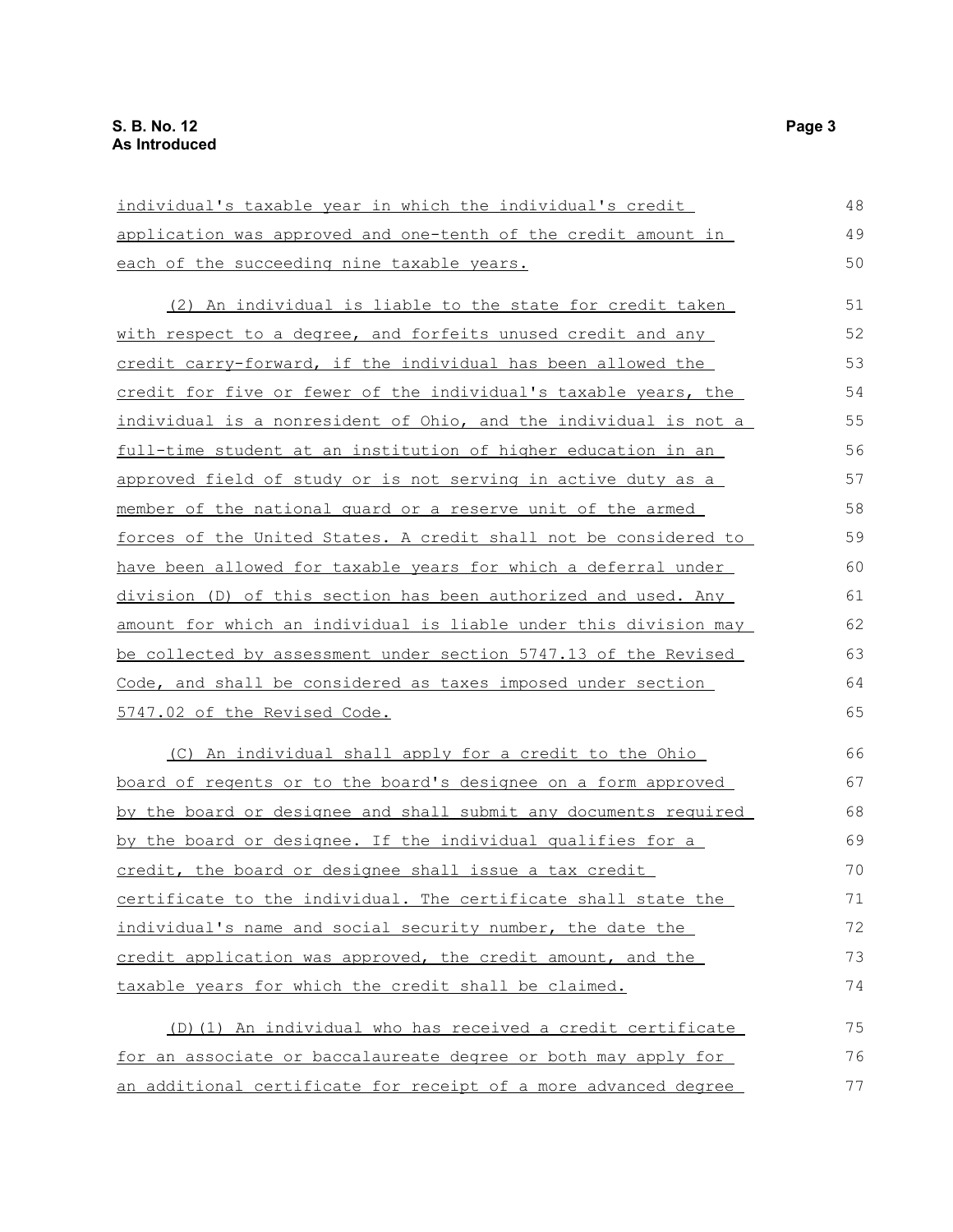individual's taxable year in which the individual's credit application was approved and one-tenth of the credit amount in each of the succeeding nine taxable years.

(2) An individual is liable to the state for credit taken with respect to a degree, and forfeits unused credit and any credit carry-forward, if the individual has been allowed the credit for five or fewer of the individual's taxable years, the individual is a nonresident of Ohio, and the individual is not a full-time student at an institution of higher education in an approved field of study or is not serving in active duty as a member of the national guard or a reserve unit of the armed forces of the United States. A credit shall not be considered to have been allowed for taxable years for which a deferral under division (D) of this section has been authorized and used. Any amount for which an individual is liable under this division may be collected by assessment under section 5747.13 of the Revised Code, and shall be considered as taxes imposed under section 5747.02 of the Revised Code.

(C) An individual shall apply for a credit to the Ohio board of regents or to the board's designee on a form approved by the board or designee and shall submit any documents required by the board or designee. If the individual qualifies for a credit, the board or designee shall issue a tax credit certificate to the individual. The certificate shall state the individual's name and social security number, the date the credit application was approved, the credit amount, and the taxable years for which the credit shall be claimed.

(D)(1) An individual who has received a credit certificate for an associate or baccalaureate degree or both may apply for an additional certificate for receipt of a more advanced degree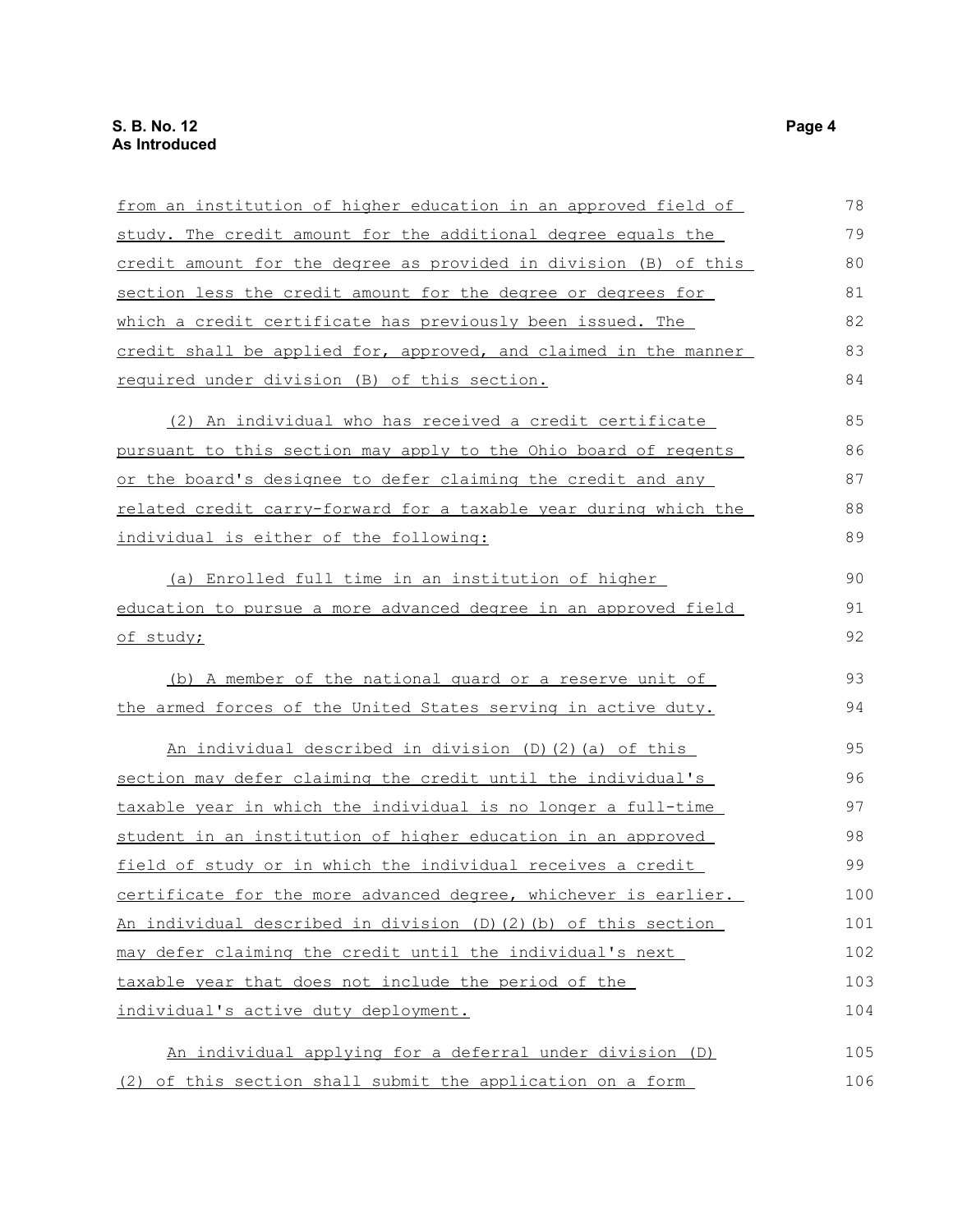from an institution of higher education in an approved field of study. The credit amount for the additional degree equals the credit amount for the degree as provided in division (B) of this section less the credit amount for the degree or degrees for which a credit certificate has previously been issued. The credit shall be applied for, approved, and claimed in the manner required under division (B) of this section.

(2) An individual who has received a credit certificate pursuant to this section may apply to the Ohio board of regents or the board's designee to defer claiming the credit and any related credit carry-forward for a taxable year during which the individual is either of the following:

(a) Enrolled full time in an institution of higher education to pursue a more advanced degree in an approved field of study;

(b) A member of the national guard or a reserve unit of the armed forces of the United States serving in active duty.

An individual described in division (D)(2)(a) of this section may defer claiming the credit until the individual's taxable year in which the individual is no longer a full-time student in an institution of higher education in an approved field of study or in which the individual receives a credit certificate for the more advanced degree, whichever is earlier. An individual described in division (D)(2)(b) of this section may defer claiming the credit until the individual's next taxable year that does not include the period of the individual's active duty deployment.

An individual applying for a deferral under division (D)(2) of this section shall submit the application on a form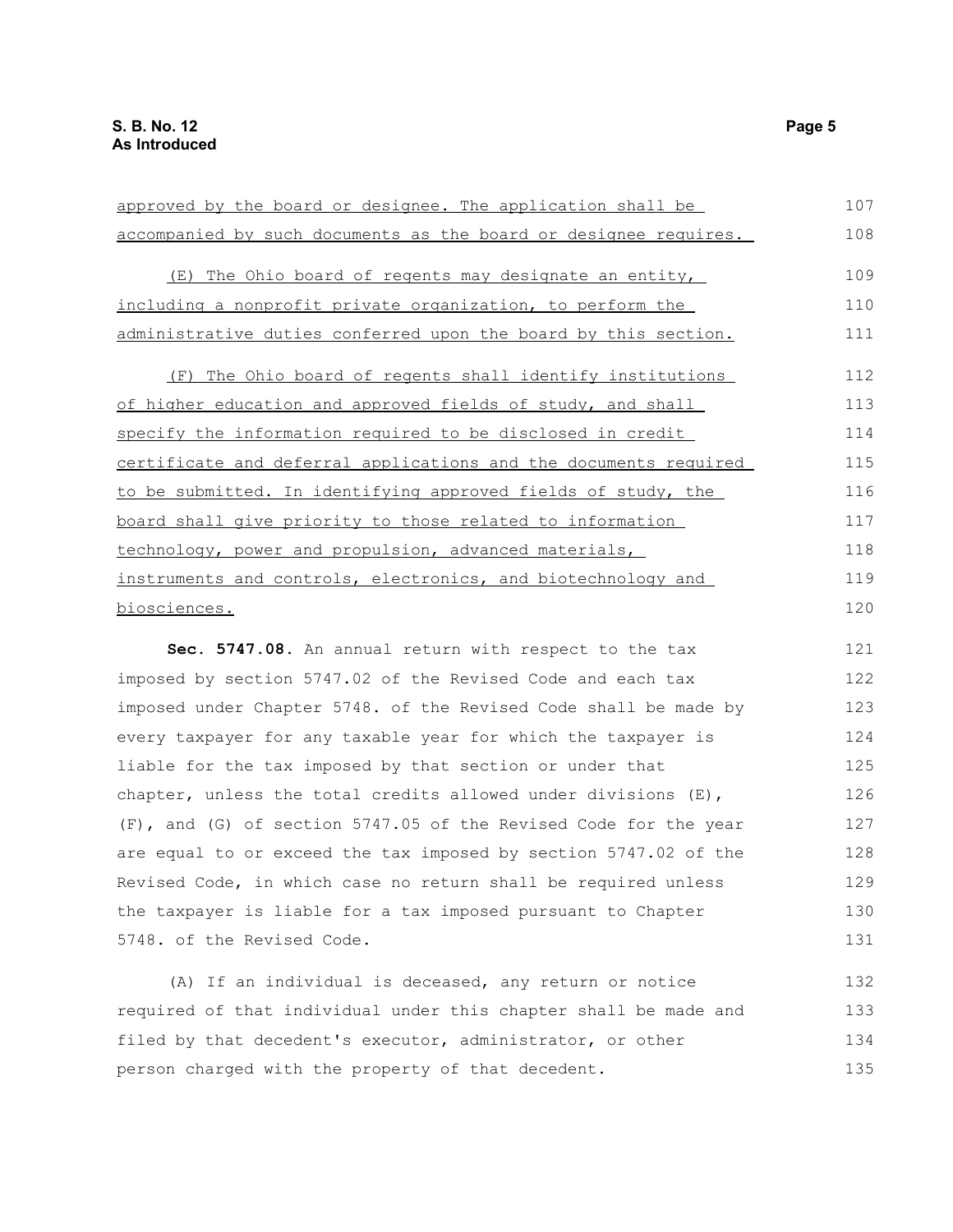approved by the board or designee. The application shall be accompanied by such documents as the board or designee requires.

(E) The Ohio board of regents may designate an entity, including a nonprofit private organization, to perform the administrative duties conferred upon the board by this section.

(F) The Ohio board of regents shall identify institutions of higher education and approved fields of study, and shall specify the information required to be disclosed in credit certificate and deferral applications and the documents required to be submitted. In identifying approved fields of study, the board shall give priority to those related to information technology, power and propulsion, advanced materials, instruments and controls, electronics, and biotechnology and biosciences.

**Sec. 5747.08.** An annual return with respect to the tax imposed by section 5747.02 of the Revised Code and each tax imposed under Chapter 5748. of the Revised Code shall be made by every taxpayer for any taxable year for which the taxpayer is liable for the tax imposed by that section or under that chapter, unless the total credits allowed under divisions (E), (F), and (G) of section 5747.05 of the Revised Code for the year are equal to or exceed the tax imposed by section 5747.02 of the Revised Code, in which case no return shall be required unless the taxpayer is liable for a tax imposed pursuant to Chapter 5748. of the Revised Code.

(A) If an individual is deceased, any return or notice required of that individual under this chapter shall be made and filed by that decedent's executor, administrator, or other person charged with the property of that decedent.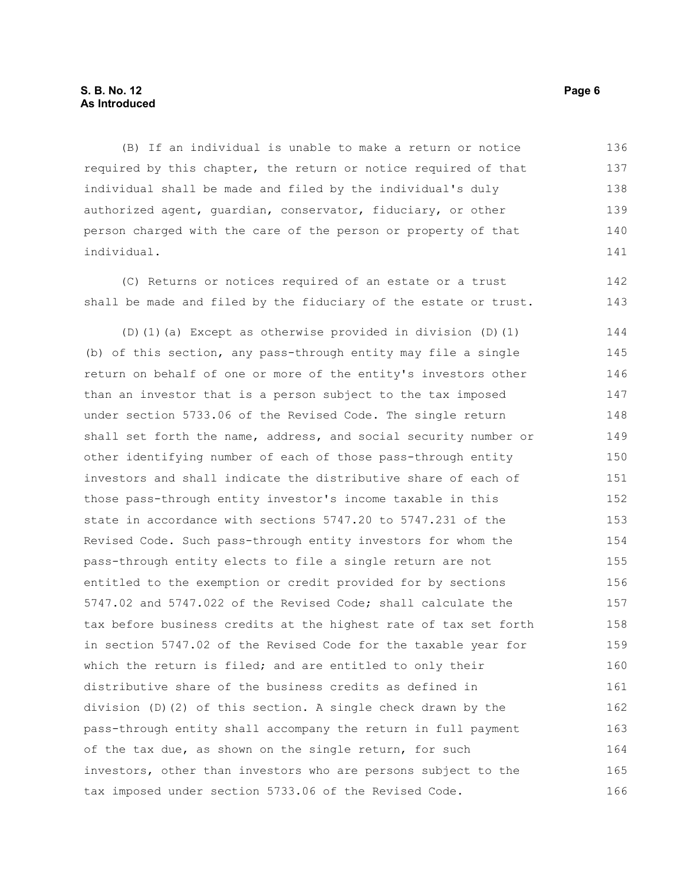(B) If an individual is unable to make a return or notice required by this chapter, the return or notice required of that individual shall be made and filed by the individual's duly authorized agent, guardian, conservator, fiduciary, or other person charged with the care of the person or property of that individual.

(C) Returns or notices required of an estate or a trust shall be made and filed by the fiduciary of the estate or trust.

(D)(1)(a) Except as otherwise provided in division (D)(1)(b) of this section, any pass-through entity may file a single return on behalf of one or more of the entity's investors other than an investor that is a person subject to the tax imposed under section 5733.06 of the Revised Code. The single return shall set forth the name, address, and social security number or other identifying number of each of those pass-through entity investors and shall indicate the distributive share of each of those pass-through entity investor's income taxable in this state in accordance with sections 5747.20 to 5747.231 of the Revised Code. Such pass-through entity investors for whom the pass-through entity elects to file a single return are not entitled to the exemption or credit provided for by sections 5747.02 and 5747.022 of the Revised Code; shall calculate the tax before business credits at the highest rate of tax set forth in section 5747.02 of the Revised Code for the taxable year for which the return is filed; and are entitled to only their distributive share of the business credits as defined in division (D)(2) of this section. A single check drawn by the pass-through entity shall accompany the return in full payment of the tax due, as shown on the single return, for such investors, other than investors who are persons subject to the tax imposed under section 5733.06 of the Revised Code.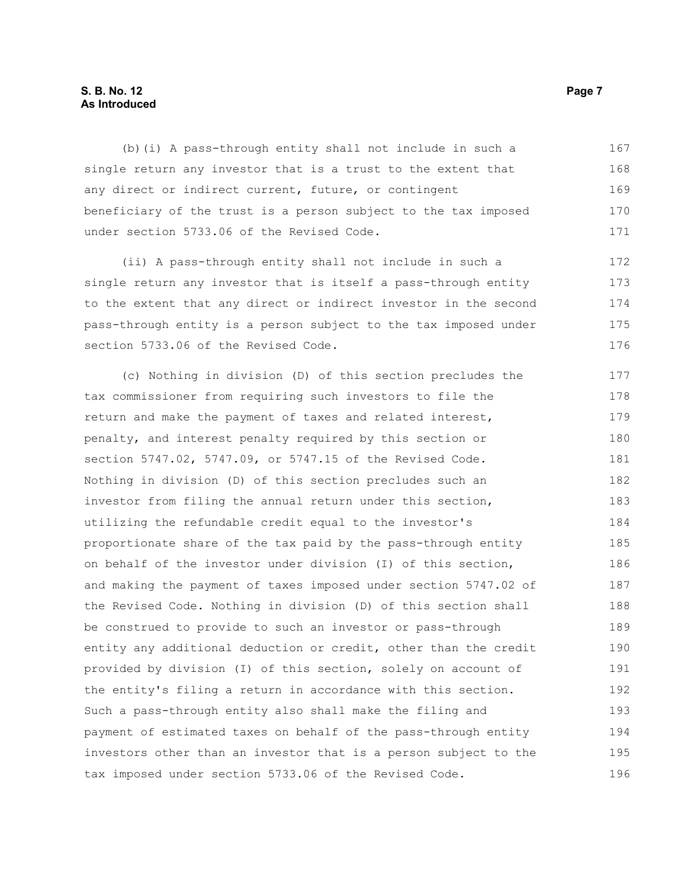(b)(i) A pass-through entity shall not include in such a single return any investor that is a trust to the extent that any direct or indirect current, future, or contingent beneficiary of the trust is a person subject to the tax imposed under section 5733.06 of the Revised Code.

(ii) A pass-through entity shall not include in such a single return any investor that is itself a pass-through entity to the extent that any direct or indirect investor in the second pass-through entity is a person subject to the tax imposed under section 5733.06 of the Revised Code.

(c) Nothing in division (D) of this section precludes the tax commissioner from requiring such investors to file the return and make the payment of taxes and related interest, penalty, and interest penalty required by this section or section 5747.02, 5747.09, or 5747.15 of the Revised Code. Nothing in division (D) of this section precludes such an investor from filing the annual return under this section, utilizing the refundable credit equal to the investor's proportionate share of the tax paid by the pass-through entity on behalf of the investor under division (I) of this section, and making the payment of taxes imposed under section 5747.02 of the Revised Code. Nothing in division (D) of this section shall be construed to provide to such an investor or pass-through entity any additional deduction or credit, other than the credit provided by division (I) of this section, solely on account of the entity's filing a return in accordance with this section. Such a pass-through entity also shall make the filing and payment of estimated taxes on behalf of the pass-through entity investors other than an investor that is a person subject to the tax imposed under section 5733.06 of the Revised Code.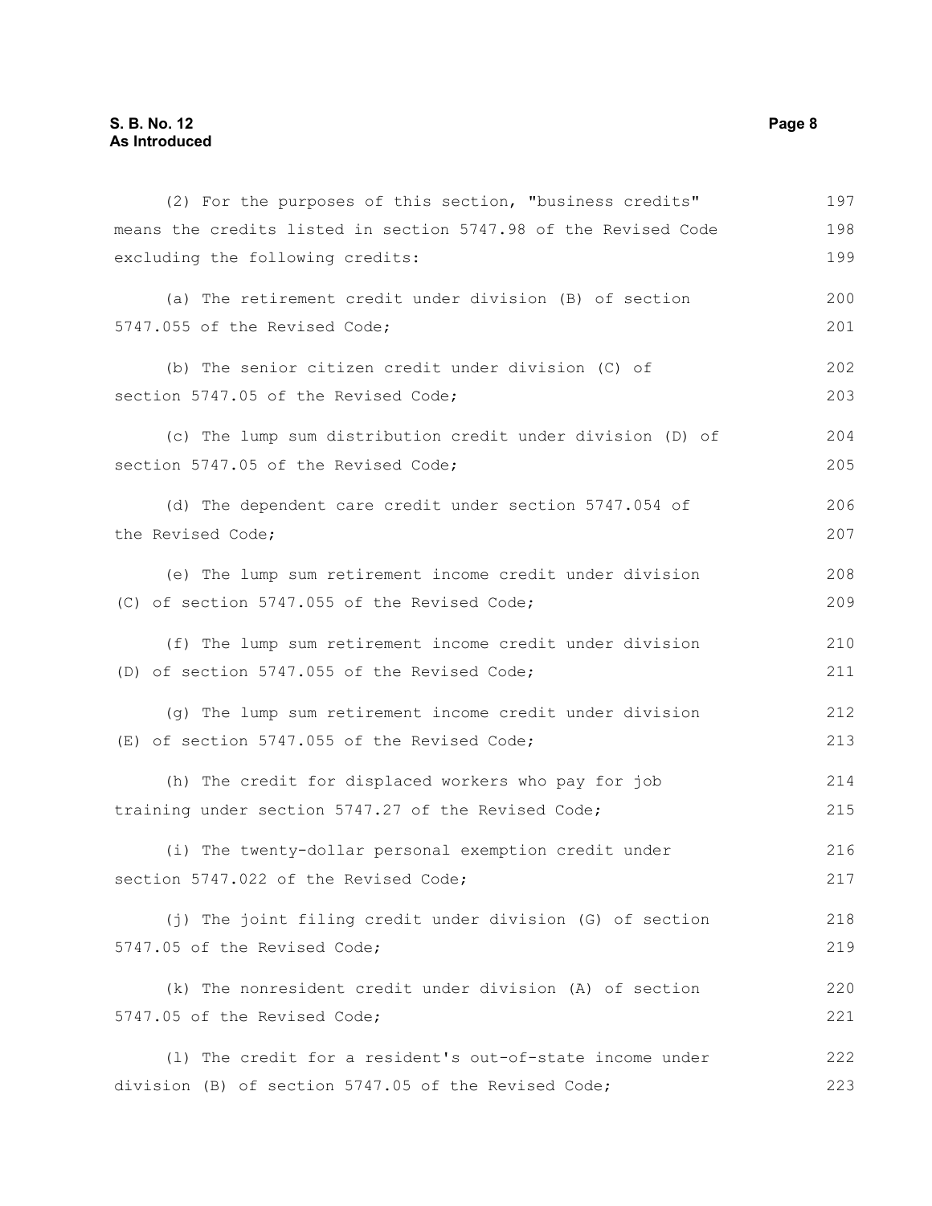(2) For the purposes of this section, "business credits" means the credits listed in section 5747.98 of the Revised Code excluding the following credits:

(a) The retirement credit under division (B) of section 5747.055 of the Revised Code;

(b) The senior citizen credit under division (C) of section 5747.05 of the Revised Code;

(c) The lump sum distribution credit under division (D) of section 5747.05 of the Revised Code;

(d) The dependent care credit under section 5747.054 of the Revised Code;

(e) The lump sum retirement income credit under division (C) of section 5747.055 of the Revised Code;

(f) The lump sum retirement income credit under division (D) of section 5747.055 of the Revised Code;

(g) The lump sum retirement income credit under division (E) of section 5747.055 of the Revised Code;

(h) The credit for displaced workers who pay for job training under section 5747.27 of the Revised Code;

(i) The twenty-dollar personal exemption credit under section 5747.022 of the Revised Code;

(j) The joint filing credit under division (G) of section 5747.05 of the Revised Code;

(k) The nonresident credit under division (A) of section 5747.05 of the Revised Code;

(l) The credit for a resident's out-of-state income under division (B) of section 5747.05 of the Revised Code;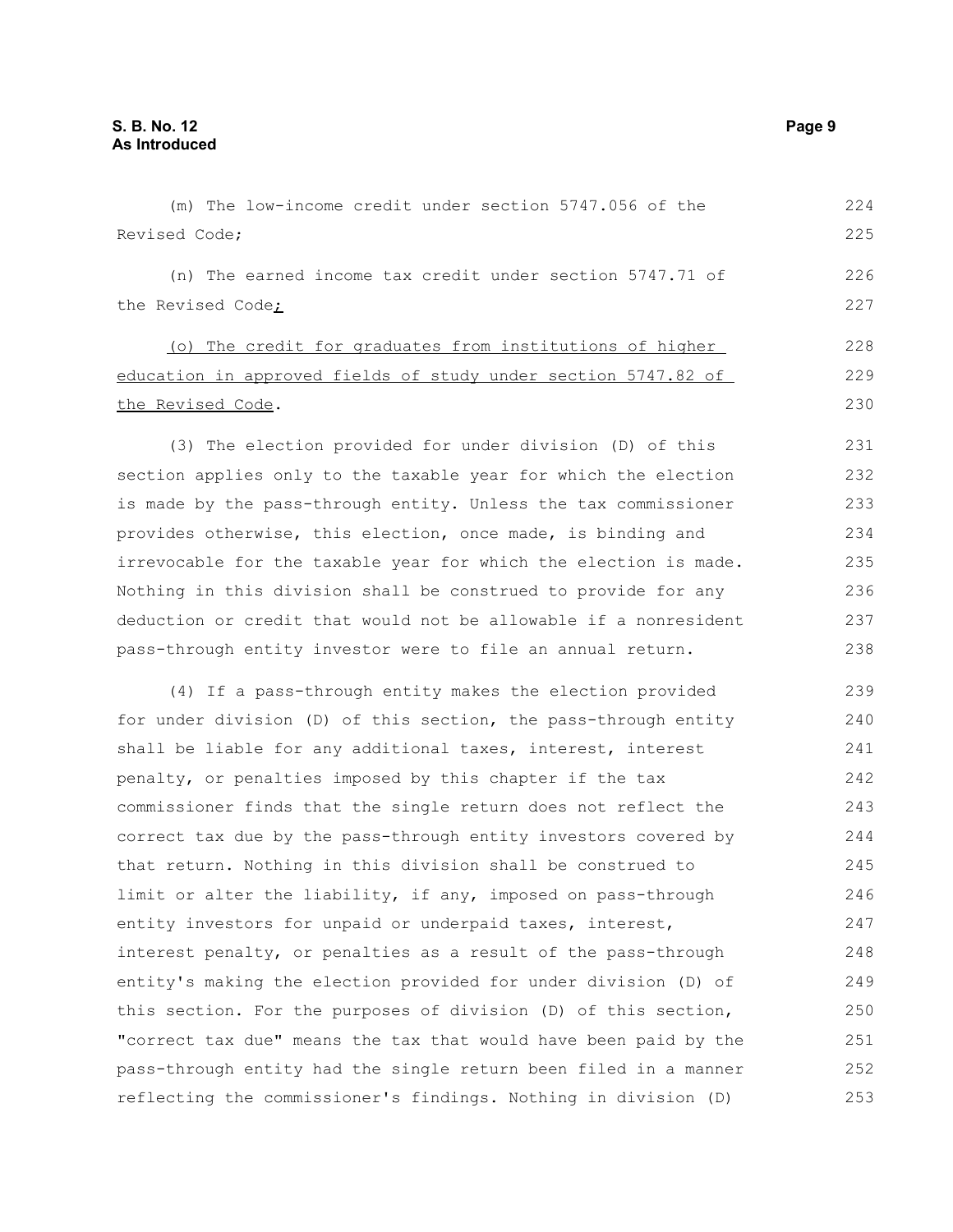(m) The low-income credit under section 5747.056 of the Revised Code;

(n) The earned income tax credit under section 5747.71 of the Revised Code;

(o) The credit for graduates from institutions of higher education in approved fields of study under section 5747.82 of the Revised Code.

(3) The election provided for under division (D) of this section applies only to the taxable year for which the election is made by the pass-through entity. Unless the tax commissioner provides otherwise, this election, once made, is binding and irrevocable for the taxable year for which the election is made. Nothing in this division shall be construed to provide for any deduction or credit that would not be allowable if a nonresident pass-through entity investor were to file an annual return.

(4) If a pass-through entity makes the election provided for under division (D) of this section, the pass-through entity shall be liable for any additional taxes, interest, interest penalty, or penalties imposed by this chapter if the tax commissioner finds that the single return does not reflect the correct tax due by the pass-through entity investors covered by that return. Nothing in this division shall be construed to limit or alter the liability, if any, imposed on pass-through entity investors for unpaid or underpaid taxes, interest, interest penalty, or penalties as a result of the pass-through entity's making the election provided for under division (D) of this section. For the purposes of division (D) of this section, "correct tax due" means the tax that would have been paid by the pass-through entity had the single return been filed in a manner reflecting the commissioner's findings. Nothing in division (D)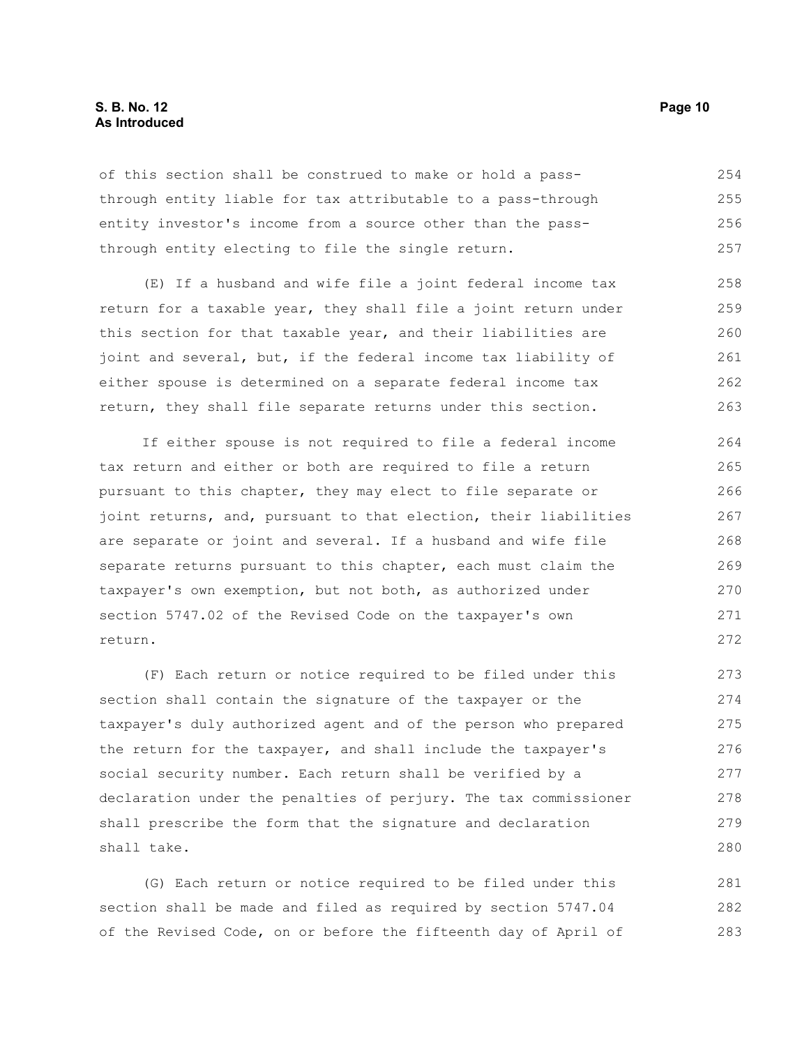of this section shall be construed to make or hold a pass-through entity liable for tax attributable to a pass-through entity investor's income from a source other than the pass-through entity electing to file the single return.

(E) If a husband and wife file a joint federal income tax return for a taxable year, they shall file a joint return under this section for that taxable year, and their liabilities are joint and several, but, if the federal income tax liability of either spouse is determined on a separate federal income tax return, they shall file separate returns under this section.

If either spouse is not required to file a federal income tax return and either or both are required to file a return pursuant to this chapter, they may elect to file separate or joint returns, and, pursuant to that election, their liabilities are separate or joint and several. If a husband and wife file separate returns pursuant to this chapter, each must claim the taxpayer's own exemption, but not both, as authorized under section 5747.02 of the Revised Code on the taxpayer's own return.

(F) Each return or notice required to be filed under this section shall contain the signature of the taxpayer or the taxpayer's duly authorized agent and of the person who prepared the return for the taxpayer, and shall include the taxpayer's social security number. Each return shall be verified by a declaration under the penalties of perjury. The tax commissioner shall prescribe the form that the signature and declaration shall take.

(G) Each return or notice required to be filed under this section shall be made and filed as required by section 5747.04 of the Revised Code, on or before the fifteenth day of April of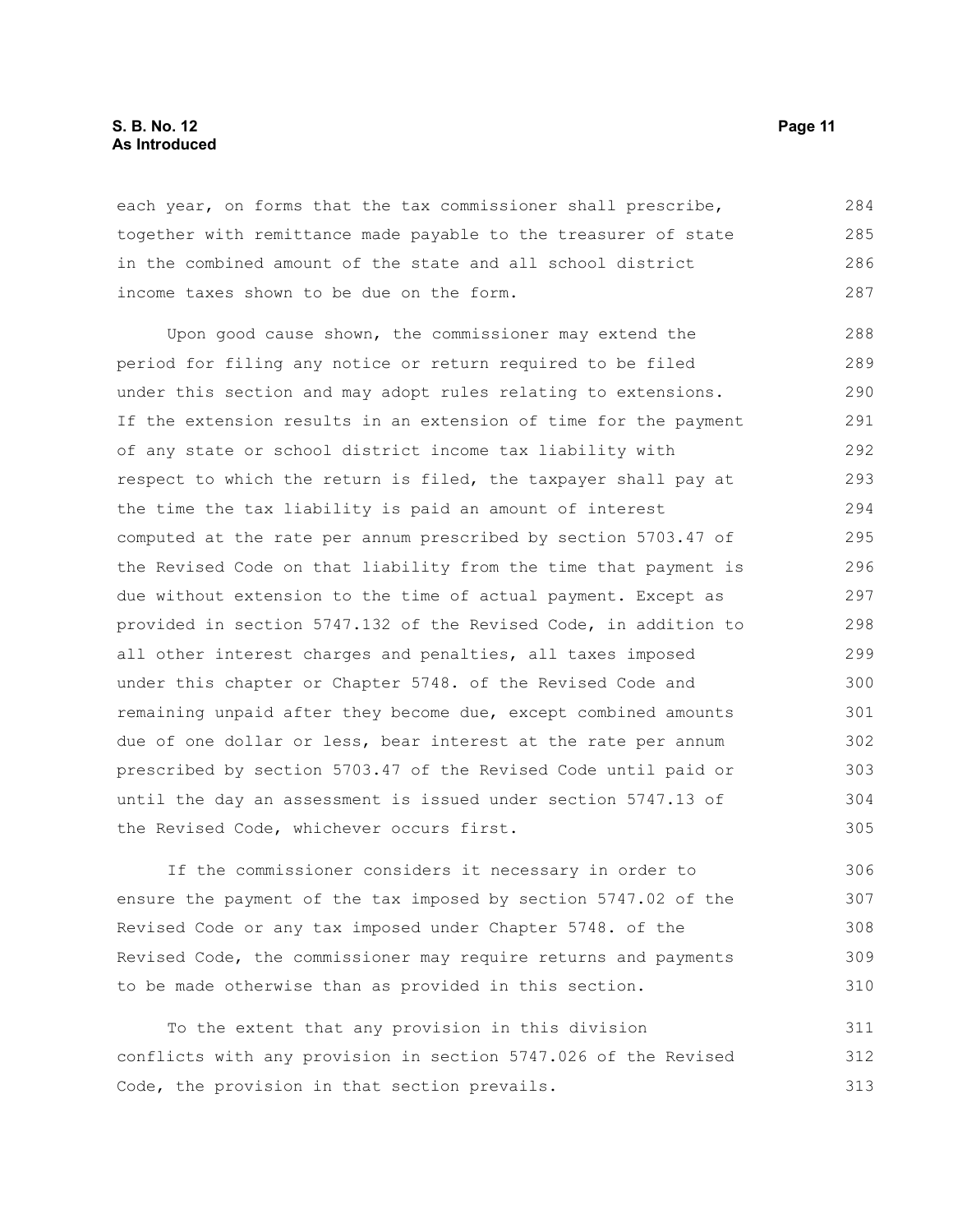each year, on forms that the tax commissioner shall prescribe, together with remittance made payable to the treasurer of state in the combined amount of the state and all school district income taxes shown to be due on the form.

Upon good cause shown, the commissioner may extend the period for filing any notice or return required to be filed under this section and may adopt rules relating to extensions. If the extension results in an extension of time for the payment of any state or school district income tax liability with respect to which the return is filed, the taxpayer shall pay at the time the tax liability is paid an amount of interest computed at the rate per annum prescribed by section 5703.47 of the Revised Code on that liability from the time that payment is due without extension to the time of actual payment. Except as provided in section 5747.132 of the Revised Code, in addition to all other interest charges and penalties, all taxes imposed under this chapter or Chapter 5748. of the Revised Code and remaining unpaid after they become due, except combined amounts due of one dollar or less, bear interest at the rate per annum prescribed by section 5703.47 of the Revised Code until paid or until the day an assessment is issued under section 5747.13 of the Revised Code, whichever occurs first.

If the commissioner considers it necessary in order to ensure the payment of the tax imposed by section 5747.02 of the Revised Code or any tax imposed under Chapter 5748. of the Revised Code, the commissioner may require returns and payments to be made otherwise than as provided in this section.

To the extent that any provision in this division conflicts with any provision in section 5747.026 of the Revised Code, the provision in that section prevails.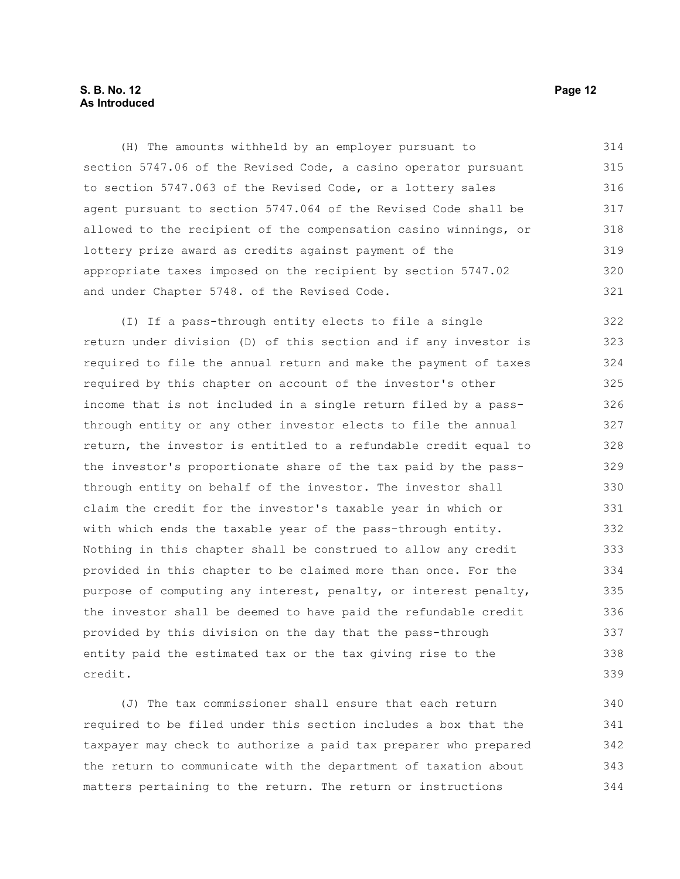(H) The amounts withheld by an employer pursuant to section 5747.06 of the Revised Code, a casino operator pursuant to section 5747.063 of the Revised Code, or a lottery sales agent pursuant to section 5747.064 of the Revised Code shall be allowed to the recipient of the compensation casino winnings, or lottery prize award as credits against payment of the appropriate taxes imposed on the recipient by section 5747.02 and under Chapter 5748. of the Revised Code.

(I) If a pass-through entity elects to file a single return under division (D) of this section and if any investor is required to file the annual return and make the payment of taxes required by this chapter on account of the investor's other income that is not included in a single return filed by a pass-through entity or any other investor elects to file the annual return, the investor is entitled to a refundable credit equal to the investor's proportionate share of the tax paid by the pass-through entity on behalf of the investor. The investor shall claim the credit for the investor's taxable year in which or with which ends the taxable year of the pass-through entity. Nothing in this chapter shall be construed to allow any credit provided in this chapter to be claimed more than once. For the purpose of computing any interest, penalty, or interest penalty, the investor shall be deemed to have paid the refundable credit provided by this division on the day that the pass-through entity paid the estimated tax or the tax giving rise to the credit.

(J) The tax commissioner shall ensure that each return required to be filed under this section includes a box that the taxpayer may check to authorize a paid tax preparer who prepared the return to communicate with the department of taxation about matters pertaining to the return. The return or instructions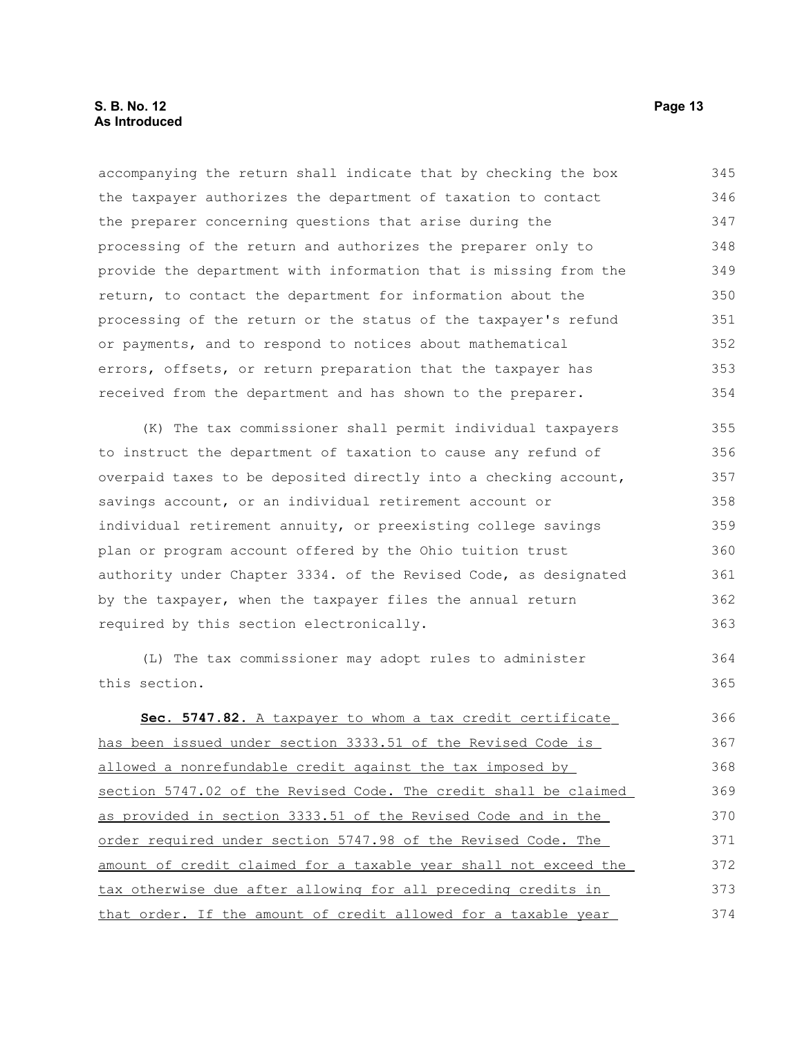accompanying the return shall indicate that by checking the box the taxpayer authorizes the department of taxation to contact the preparer concerning questions that arise during the processing of the return and authorizes the preparer only to provide the department with information that is missing from the return, to contact the department for information about the processing of the return or the status of the taxpayer's refund or payments, and to respond to notices about mathematical errors, offsets, or return preparation that the taxpayer has received from the department and has shown to the preparer.

(K) The tax commissioner shall permit individual taxpayers to instruct the department of taxation to cause any refund of overpaid taxes to be deposited directly into a checking account, savings account, or an individual retirement account or individual retirement annuity, or preexisting college savings plan or program account offered by the Ohio tuition trust authority under Chapter 3334. of the Revised Code, as designated by the taxpayer, when the taxpayer files the annual return required by this section electronically.

(L) The tax commissioner may adopt rules to administer this section.

**Sec. 5747.82.** A taxpayer to whom a tax credit certificate has been issued under section 3333.51 of the Revised Code is allowed a nonrefundable credit against the tax imposed by section 5747.02 of the Revised Code. The credit shall be claimed as provided in section 3333.51 of the Revised Code and in the order required under section 5747.98 of the Revised Code. The amount of credit claimed for a taxable year shall not exceed the tax otherwise due after allowing for all preceding credits in that order. If the amount of credit allowed for a taxable year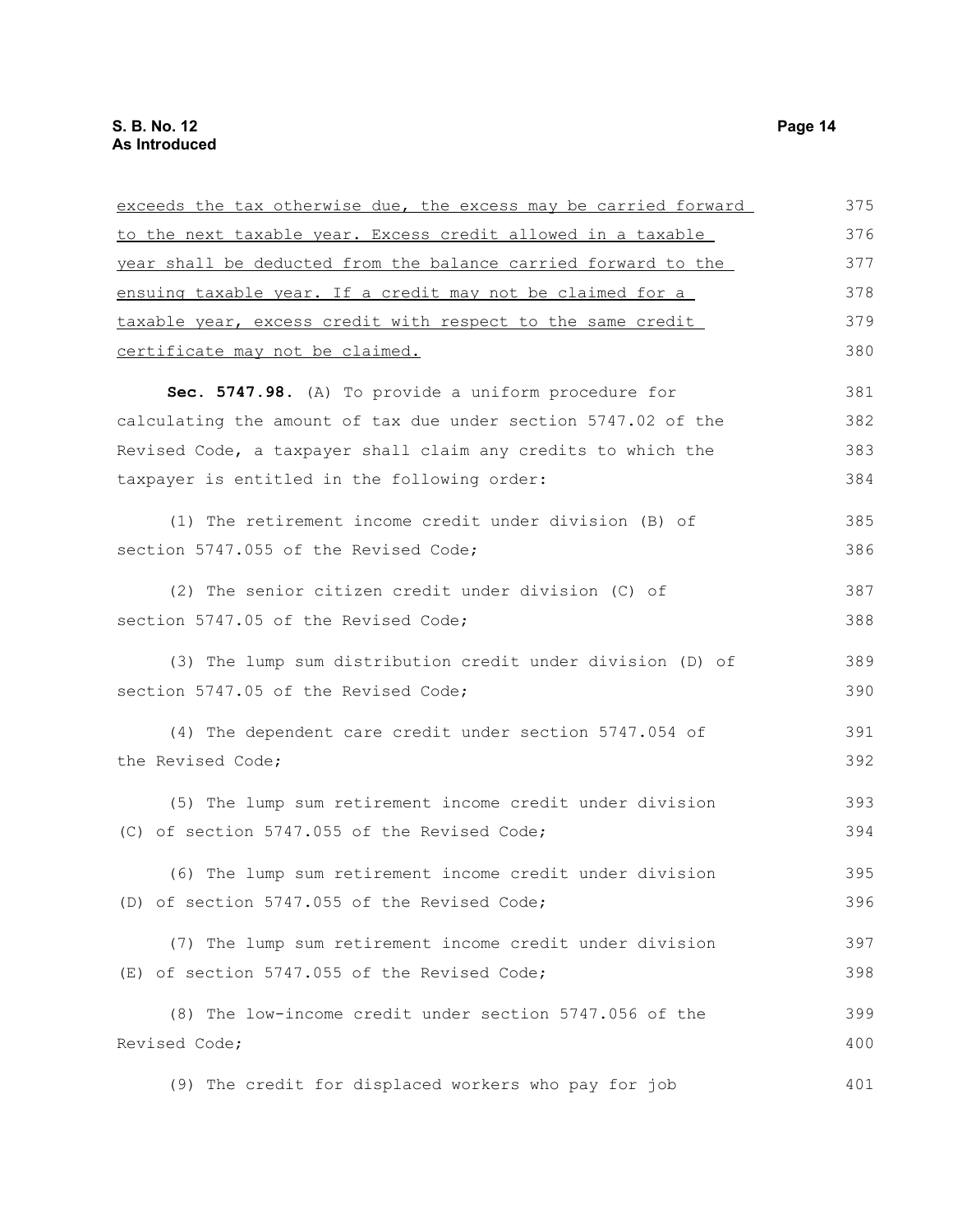exceeds the tax otherwise due, the excess may be carried forward to the next taxable year. Excess credit allowed in a taxable year shall be deducted from the balance carried forward to the ensuing taxable year. If a credit may not be claimed for a taxable year, excess credit with respect to the same credit certificate may not be claimed.

**Sec. 5747.98.** (A) To provide a uniform procedure for calculating the amount of tax due under section 5747.02 of the Revised Code, a taxpayer shall claim any credits to which the taxpayer is entitled in the following order:

(1) The retirement income credit under division (B) of section 5747.055 of the Revised Code;

(2) The senior citizen credit under division (C) of section 5747.05 of the Revised Code;

(3) The lump sum distribution credit under division (D) of section 5747.05 of the Revised Code;

(4) The dependent care credit under section 5747.054 of the Revised Code;

(5) The lump sum retirement income credit under division (C) of section 5747.055 of the Revised Code;

(6) The lump sum retirement income credit under division (D) of section 5747.055 of the Revised Code;

(7) The lump sum retirement income credit under division (E) of section 5747.055 of the Revised Code;

(8) The low-income credit under section 5747.056 of the Revised Code;

(9) The credit for displaced workers who pay for job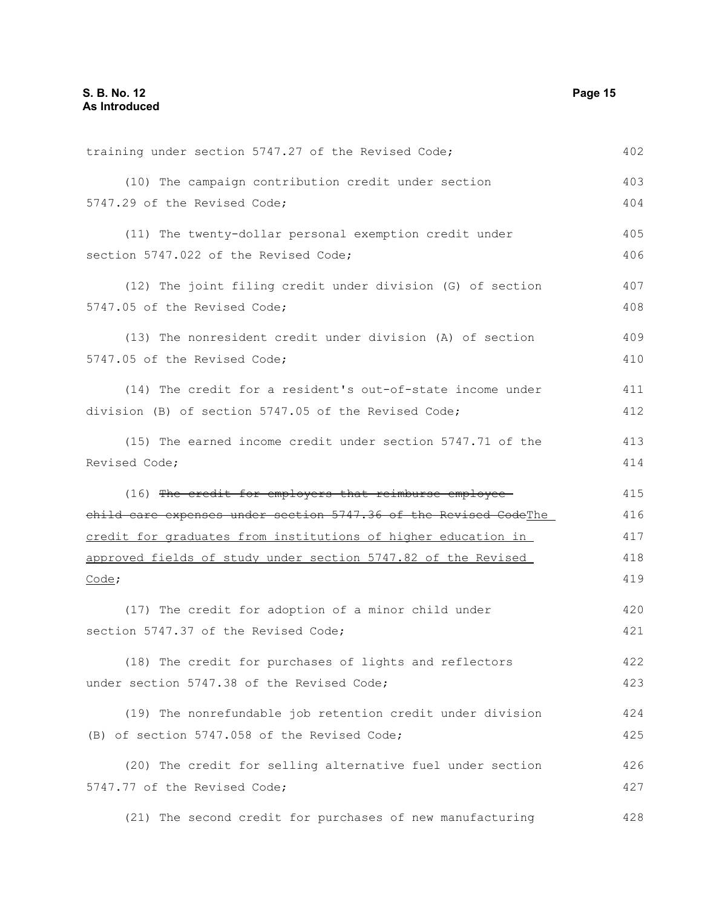training under section 5747.27 of the Revised Code;

(10) The campaign contribution credit under section 5747.29 of the Revised Code;

(11) The twenty-dollar personal exemption credit under section 5747.022 of the Revised Code;

(12) The joint filing credit under division (G) of section 5747.05 of the Revised Code;

(13) The nonresident credit under division (A) of section 5747.05 of the Revised Code;

(14) The credit for a resident's out-of-state income under division (B) of section 5747.05 of the Revised Code;

(15) The earned income credit under section 5747.71 of the Revised Code;

(16) ~~The credit for employers that reimburse employee child care expenses under section 5747.36 of the Revised Code~~<u>The credit for graduates from institutions of higher education in approved fields of study under section 5747.82 of the Revised Code</u>;

(17) The credit for adoption of a minor child under section 5747.37 of the Revised Code;

(18) The credit for purchases of lights and reflectors under section 5747.38 of the Revised Code;

(19) The nonrefundable job retention credit under division (B) of section 5747.058 of the Revised Code;

(20) The credit for selling alternative fuel under section 5747.77 of the Revised Code;

(21) The second credit for purchases of new manufacturing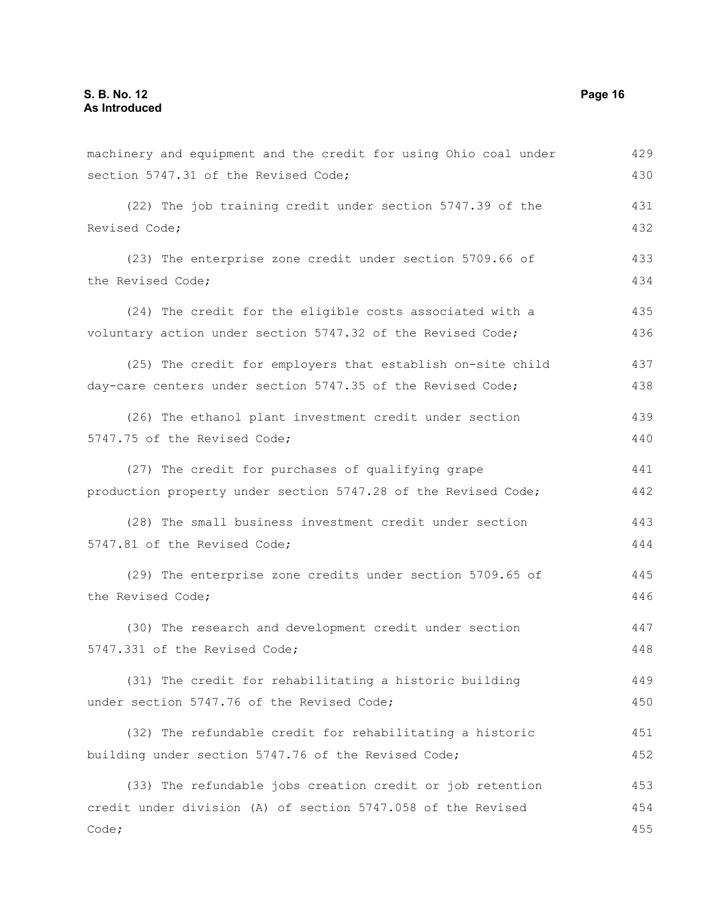machinery and equipment and the credit for using Ohio coal under section 5747.31 of the Revised Code;

(22) The job training credit under section 5747.39 of the Revised Code;

(23) The enterprise zone credit under section 5709.66 of the Revised Code;

(24) The credit for the eligible costs associated with a voluntary action under section 5747.32 of the Revised Code;

(25) The credit for employers that establish on-site child day-care centers under section 5747.35 of the Revised Code;

(26) The ethanol plant investment credit under section 5747.75 of the Revised Code;

(27) The credit for purchases of qualifying grape production property under section 5747.28 of the Revised Code;

(28) The small business investment credit under section 5747.81 of the Revised Code;

(29) The enterprise zone credits under section 5709.65 of the Revised Code;

(30) The research and development credit under section 5747.331 of the Revised Code;

(31) The credit for rehabilitating a historic building under section 5747.76 of the Revised Code;

(32) The refundable credit for rehabilitating a historic building under section 5747.76 of the Revised Code;

(33) The refundable jobs creation credit or job retention credit under division (A) of section 5747.058 of the Revised Code;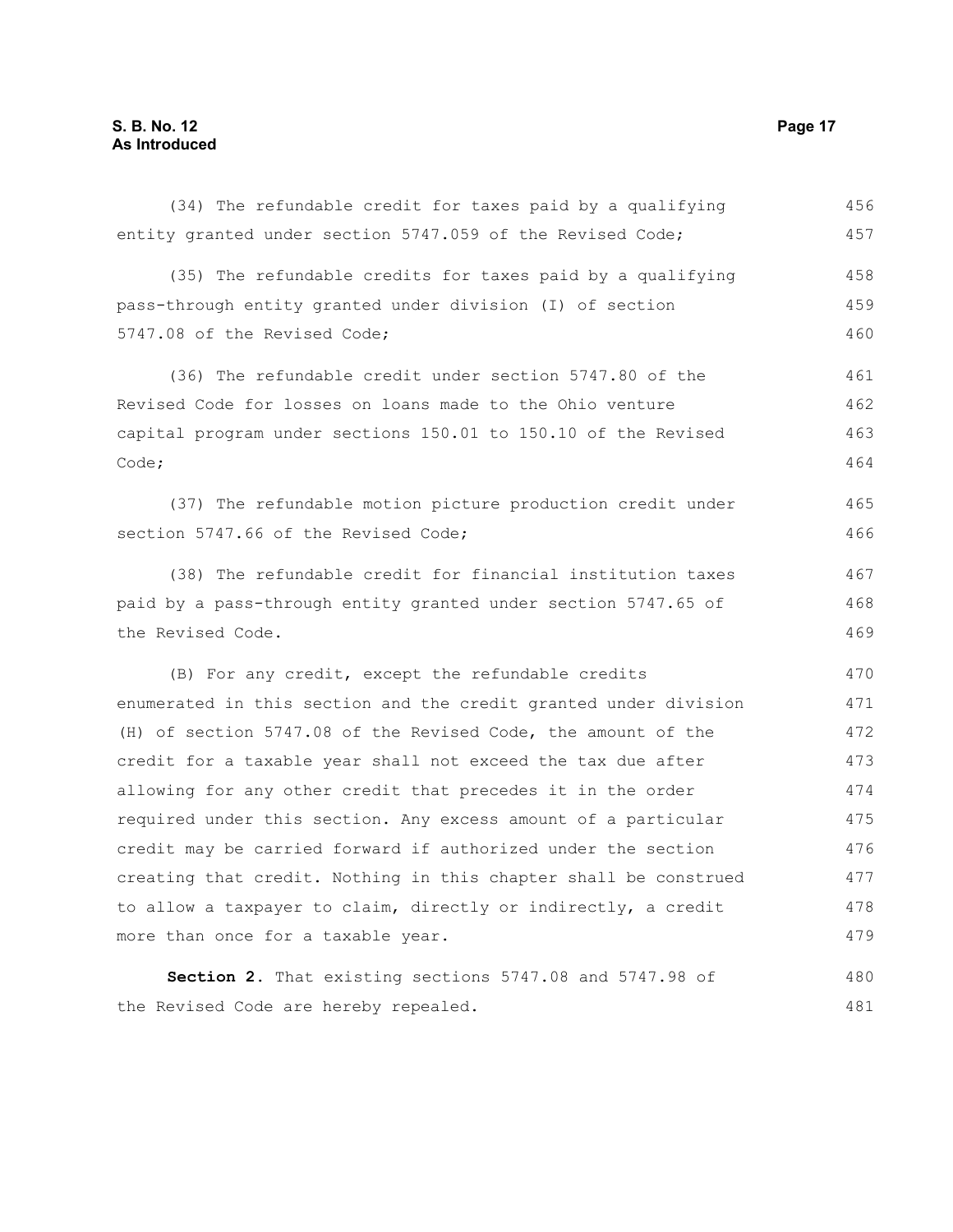(34) The refundable credit for taxes paid by a qualifying entity granted under section 5747.059 of the Revised Code;

(35) The refundable credits for taxes paid by a qualifying pass-through entity granted under division (I) of section 5747.08 of the Revised Code;

(36) The refundable credit under section 5747.80 of the Revised Code for losses on loans made to the Ohio venture capital program under sections 150.01 to 150.10 of the Revised Code;

(37) The refundable motion picture production credit under section 5747.66 of the Revised Code;

(38) The refundable credit for financial institution taxes paid by a pass-through entity granted under section 5747.65 of the Revised Code.

(B) For any credit, except the refundable credits enumerated in this section and the credit granted under division (H) of section 5747.08 of the Revised Code, the amount of the credit for a taxable year shall not exceed the tax due after allowing for any other credit that precedes it in the order required under this section. Any excess amount of a particular credit may be carried forward if authorized under the section creating that credit. Nothing in this chapter shall be construed to allow a taxpayer to claim, directly or indirectly, a credit more than once for a taxable year.

**Section 2.** That existing sections 5747.08 and 5747.98 of the Revised Code are hereby repealed.